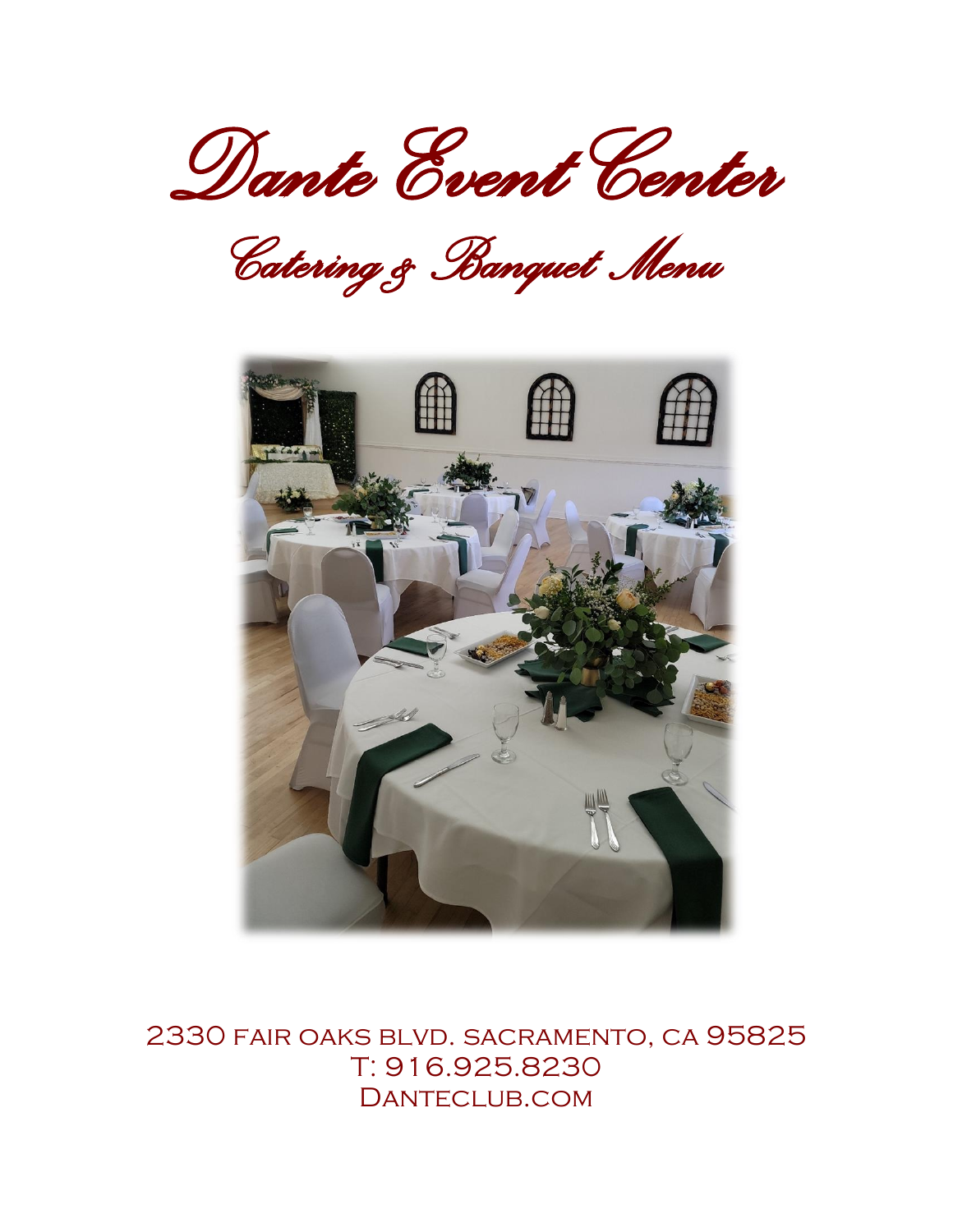# Dante Event Center

## Catering & Banquet Menu

2330 fair oaks blvd. sacramento, ca 95825
T: 916.925.8230
Danteclub.com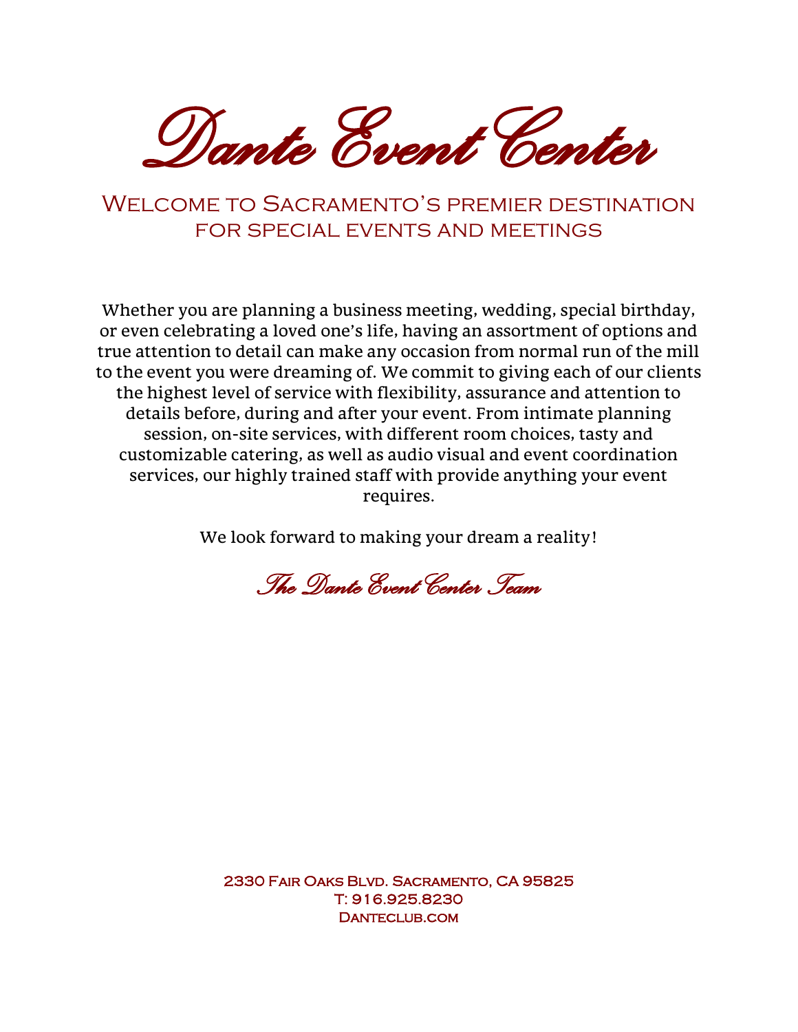# Dante Event Center

## Welcome to Sacramento's premier destination for special events and meetings

Whether you are planning a business meeting, wedding, special birthday, or even celebrating a loved one's life, having an assortment of options and true attention to detail can make any occasion from normal run of the mill to the event you were dreaming of. We commit to giving each of our clients the highest level of service with flexibility, assurance and attention to details before, during and after your event. From intimate planning session, on-site services, with different room choices, tasty and customizable catering, as well as audio visual and event coordination services, our highly trained staff with provide anything your event requires.

We look forward to making your dream a reality!

*The Dante Event Center Team*

2330 Fair Oaks Blvd. Sacramento, CA 95825
T: 916.925.8230
Danteclub.com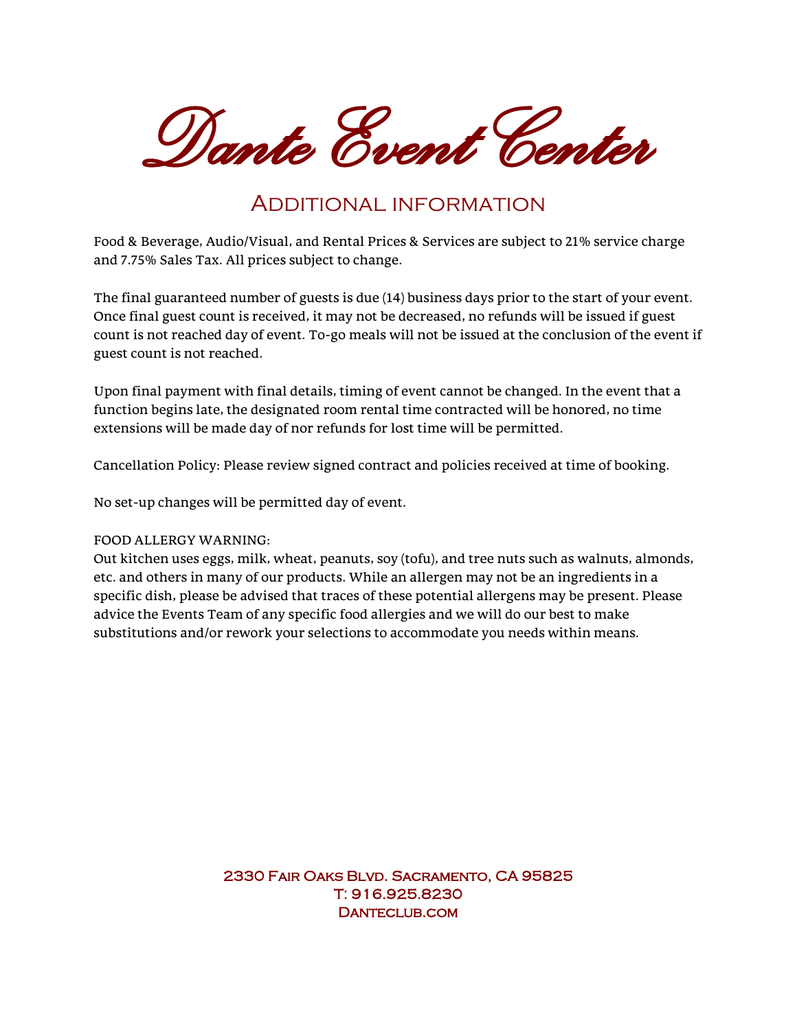# Dante Event Center

## Additional information

Food & Beverage, Audio/Visual, and Rental Prices & Services are subject to 21% service charge and 7.75% Sales Tax. All prices subject to change.

The final guaranteed number of guests is due (14) business days prior to the start of your event. Once final guest count is received, it may not be decreased, no refunds will be issued if guest count is not reached day of event. To-go meals will not be issued at the conclusion of the event if guest count is not reached.

Upon final payment with final details, timing of event cannot be changed. In the event that a function begins late, the designated room rental time contracted will be honored, no time extensions will be made day of nor refunds for lost time will be permitted.

Cancellation Policy: Please review signed contract and policies received at time of booking.

No set-up changes will be permitted day of event.

FOOD ALLERGY WARNING:
Out kitchen uses eggs, milk, wheat, peanuts, soy (tofu), and tree nuts such as walnuts, almonds, etc. and others in many of our products. While an allergen may not be an ingredients in a specific dish, please be advised that traces of these potential allergens may be present. Please advice the Events Team of any specific food allergies and we will do our best to make substitutions and/or rework your selections to accommodate you needs within means.

2330 Fair Oaks Blvd. Sacramento, CA 95825
T: 916.925.8230
Danteclub.com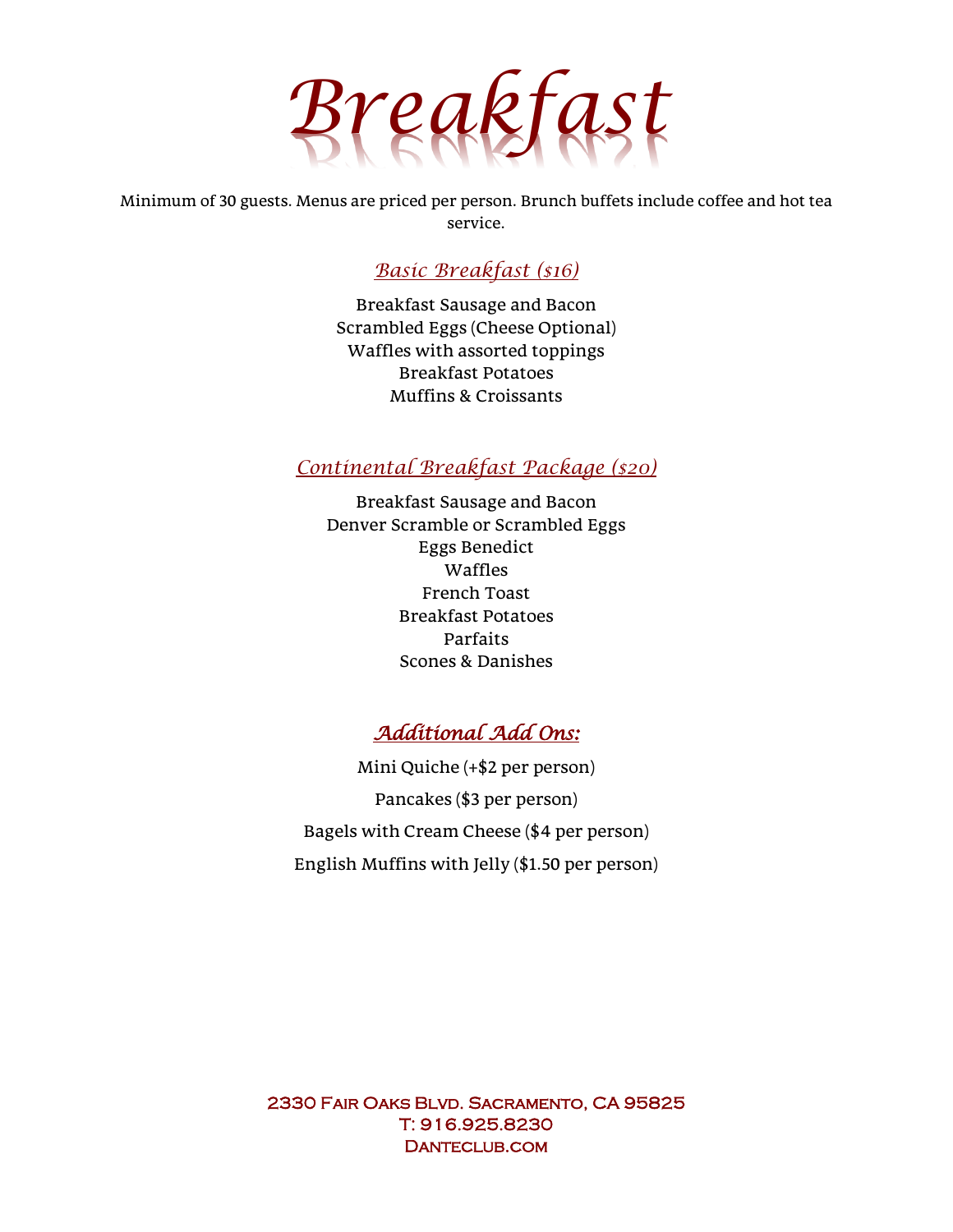# Breakfast

Minimum of 30 guests. Menus are priced per person. Brunch buffets include coffee and hot tea service.

## Basic Breakfast ($16)

Breakfast Sausage and Bacon
Scrambled Eggs (Cheese Optional)
Waffles with assorted toppings
Breakfast Potatoes
Muffins & Croissants

## Continental Breakfast Package ($20)

Breakfast Sausage and Bacon
Denver Scramble or Scrambled Eggs
Eggs Benedict
Waffles
French Toast
Breakfast Potatoes
Parfaits
Scones & Danishes

## Additional Add Ons:

Mini Quiche (+$2 per person)

Pancakes ($3 per person)

Bagels with Cream Cheese ($4 per person)

English Muffins with Jelly ($1.50 per person)

2330 Fair Oaks Blvd. Sacramento, CA 95825
T: 916.925.8230
Danteclub.com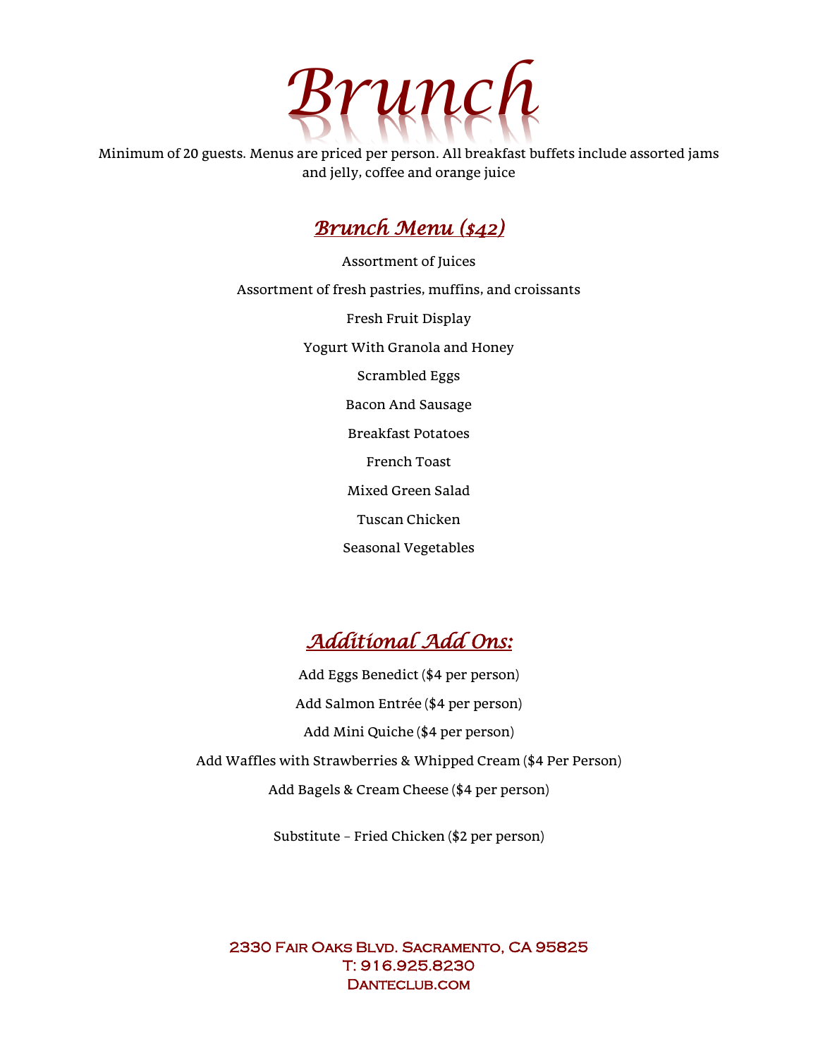# Brunch

Minimum of 20 guests. Menus are priced per person. All breakfast buffets include assorted jams and jelly, coffee and orange juice

## Brunch Menu ($42)

Assortment of Juices

Assortment of fresh pastries, muffins, and croissants

Fresh Fruit Display

Yogurt With Granola and Honey

Scrambled Eggs

Bacon And Sausage

Breakfast Potatoes

French Toast

Mixed Green Salad

Tuscan Chicken

Seasonal Vegetables

## Additional Add Ons:

Add Eggs Benedict ($4 per person)

Add Salmon Entrée ($4 per person)

Add Mini Quiche ($4 per person)

Add Waffles with Strawberries & Whipped Cream ($4 Per Person)

Add Bagels & Cream Cheese ($4 per person)

Substitute – Fried Chicken ($2 per person)

2330 Fair Oaks Blvd. Sacramento, CA 95825
T: 916.925.8230
Danteclub.com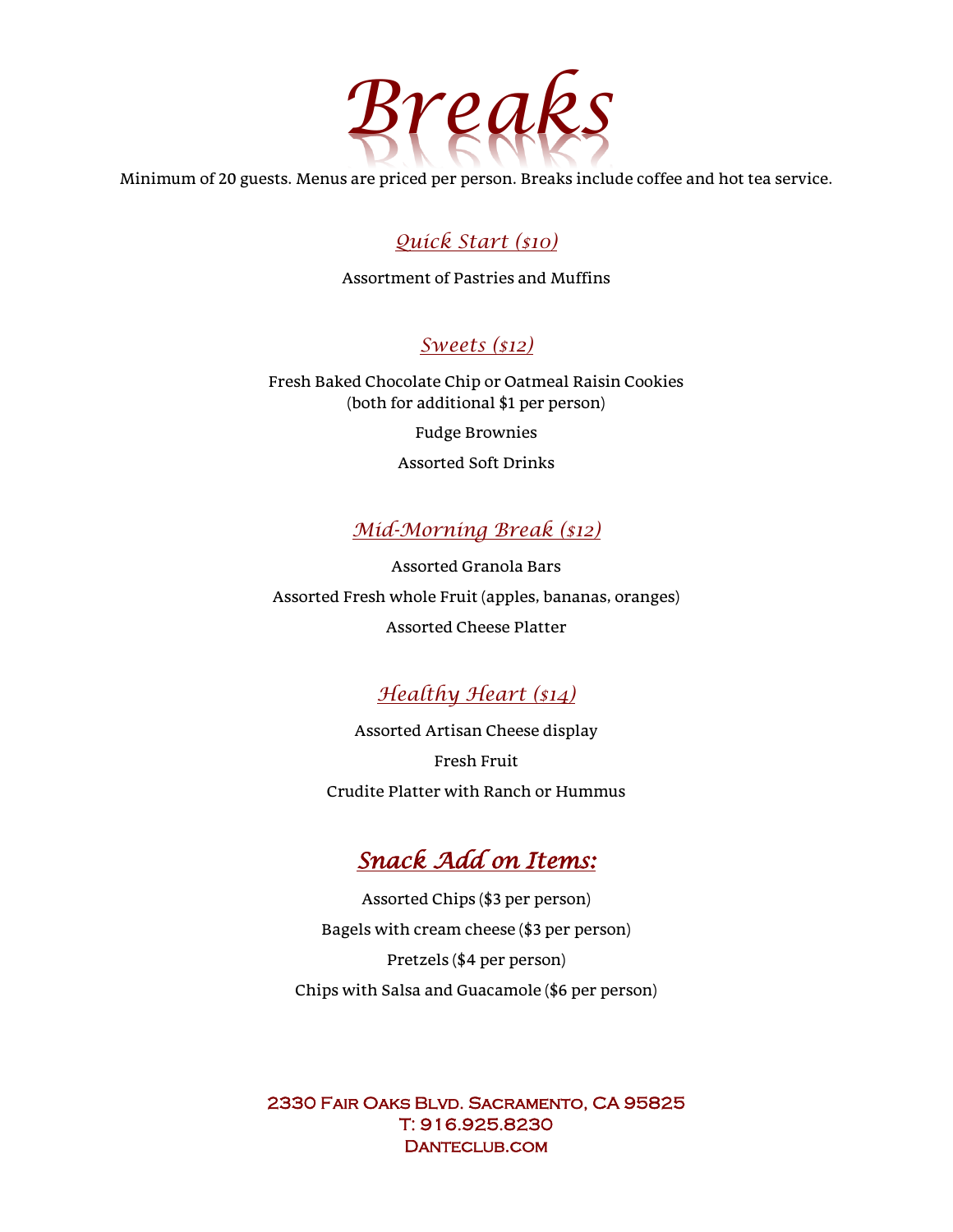# Breaks

Minimum of 20 guests. Menus are priced per person. Breaks include coffee and hot tea service.

## *Quick Start ($10)*

Assortment of Pastries and Muffins

## *Sweets ($12)*

Fresh Baked Chocolate Chip or Oatmeal Raisin Cookies
(both for additional $1 per person)

Fudge Brownies

Assorted Soft Drinks

## *Mid-Morning Break ($12)*

Assorted Granola Bars

Assorted Fresh whole Fruit (apples, bananas, oranges)

Assorted Cheese Platter

## *Healthy Heart ($14)*

Assorted Artisan Cheese display

Fresh Fruit

Crudite Platter with Ranch or Hummus

## *Snack Add on Items:*

Assorted Chips ($3 per person)

Bagels with cream cheese ($3 per person)

Pretzels ($4 per person)

Chips with Salsa and Guacamole ($6 per person)

2330 Fair Oaks Blvd. Sacramento, CA 95825
T: 916.925.8230
Danteclub.com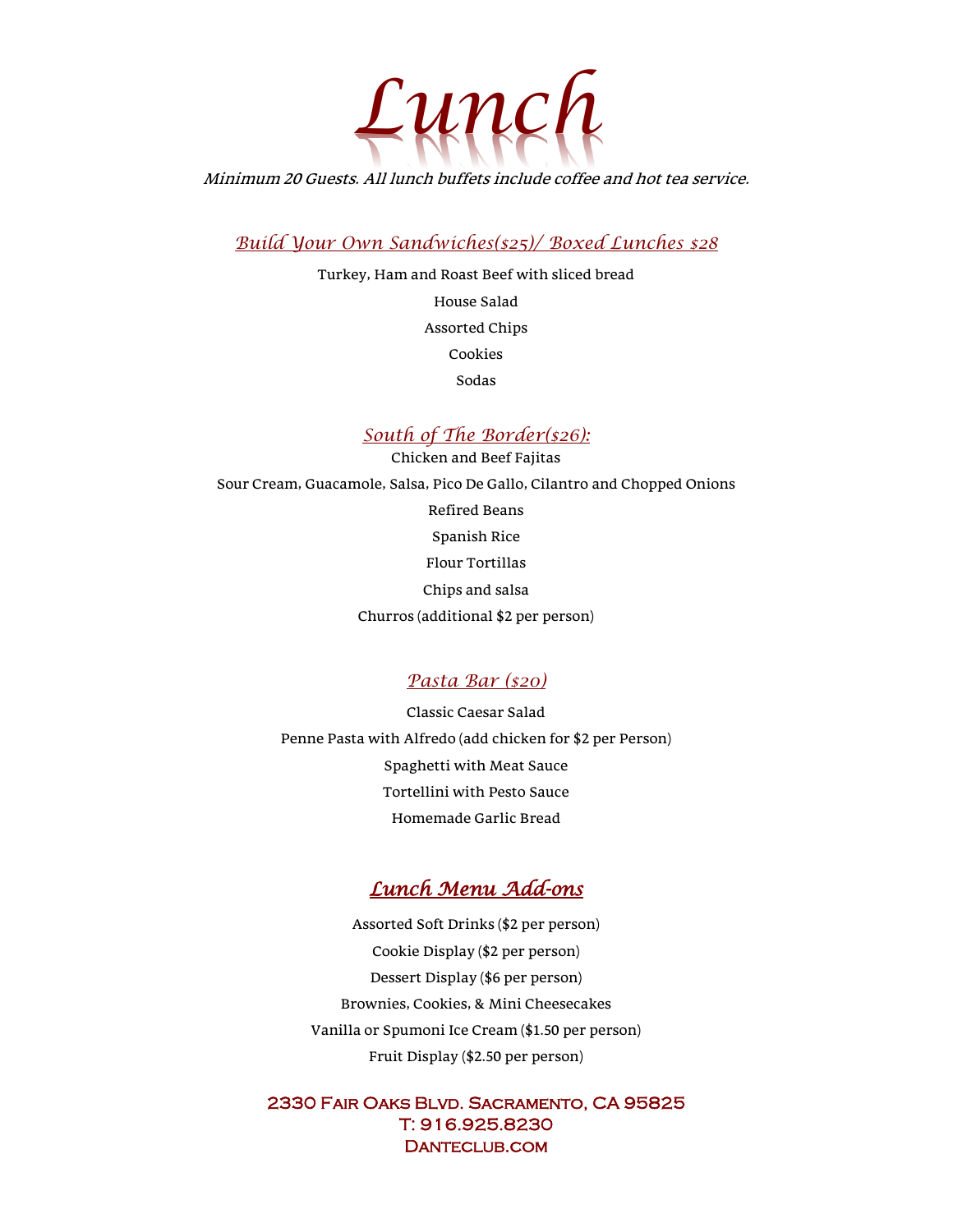# Lunch

*Minimum 20 Guests. All lunch buffets include coffee and hot tea service.*

## *Build Your Own Sandwiches($25)/ Boxed Lunches $28*

Turkey, Ham and Roast Beef with sliced bread

House Salad

Assorted Chips

Cookies

Sodas

## *South of The Border($26):*

Chicken and Beef Fajitas

Sour Cream, Guacamole, Salsa, Pico De Gallo, Cilantro and Chopped Onions

Refired Beans

Spanish Rice

Flour Tortillas

Chips and salsa

Churros (additional $2 per person)

## *Pasta Bar ($20)*

Classic Caesar Salad

Penne Pasta with Alfredo (add chicken for $2 per Person)

Spaghetti with Meat Sauce

Tortellini with Pesto Sauce

Homemade Garlic Bread

## *Lunch Menu Add-ons*

Assorted Soft Drinks ($2 per person)

Cookie Display ($2 per person)

Dessert Display ($6 per person)

Brownies, Cookies, & Mini Cheesecakes

Vanilla or Spumoni Ice Cream ($1.50 per person)

Fruit Display ($2.50 per person)

2330 Fair Oaks Blvd. Sacramento, CA 95825
T: 916.925.8230
Danteclub.com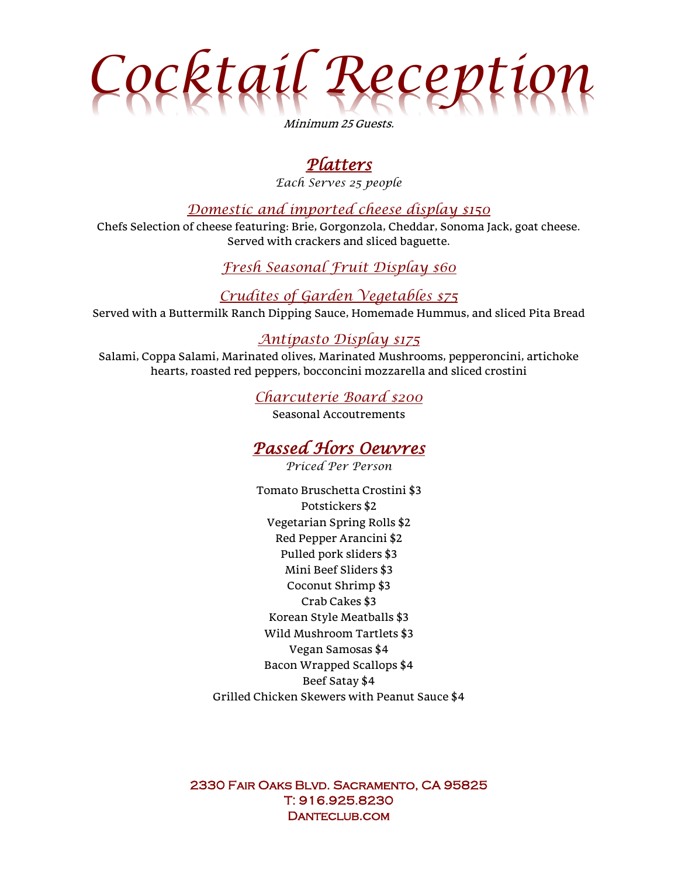# Cocktail Reception

*Minimum 25 Guests.*

## Platters

*Each Serves 25 people*

### Domestic and imported cheese display $150

Chefs Selection of cheese featuring: Brie, Gorgonzola, Cheddar, Sonoma Jack, goat cheese. Served with crackers and sliced baguette.

### Fresh Seasonal Fruit Display $60

### Crudites of Garden Vegetables $75

Served with a Buttermilk Ranch Dipping Sauce, Homemade Hummus, and sliced Pita Bread

### Antipasto Display $175

Salami, Coppa Salami, Marinated olives, Marinated Mushrooms, pepperoncini, artichoke hearts, roasted red peppers, bocconcini mozzarella and sliced crostini

### Charcuterie Board $200

Seasonal Accoutrements

## Passed Hors Oeuvres

*Priced Per Person*

Tomato Bruschetta Crostini $3
Potstickers $2
Vegetarian Spring Rolls $2
Red Pepper Arancini $2
Pulled pork sliders $3
Mini Beef Sliders $3
Coconut Shrimp $3
Crab Cakes $3
Korean Style Meatballs $3
Wild Mushroom Tartlets $3
Vegan Samosas $4
Bacon Wrapped Scallops $4
Beef Satay $4
Grilled Chicken Skewers with Peanut Sauce $4

2330 Fair Oaks Blvd. Sacramento, CA 95825
T: 916.925.8230
Danteclub.com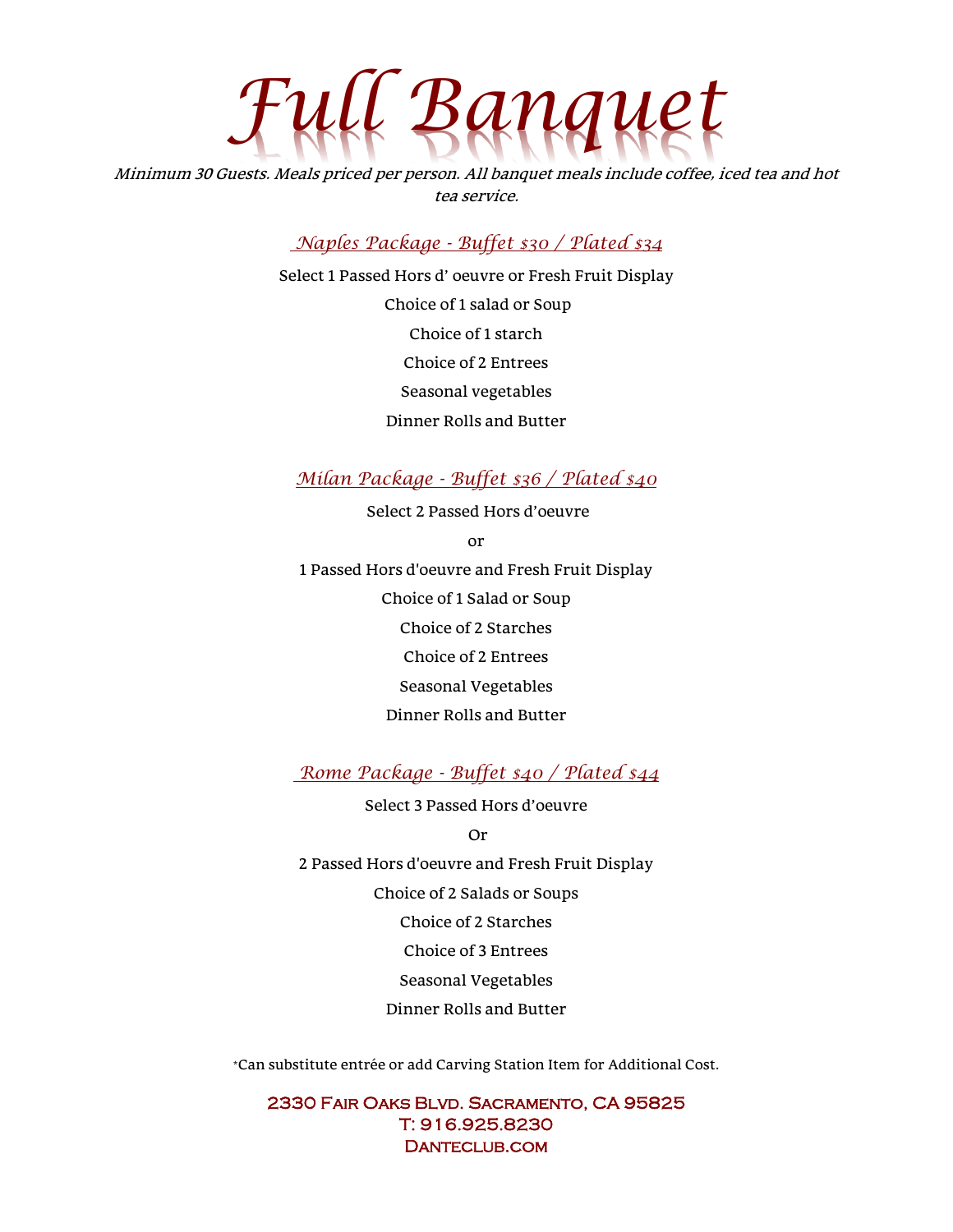# Full Banquet

*Minimum 30 Guests. Meals priced per person. All banquet meals include coffee, iced tea and hot tea service.*

## *Naples Package - Buffet $30 / Plated $34*

Select 1 Passed Hors d' oeuvre or Fresh Fruit Display

Choice of 1 salad or Soup

Choice of 1 starch

Choice of 2 Entrees

Seasonal vegetables

Dinner Rolls and Butter

## *Milan Package - Buffet $36 / Plated $40*

Select 2 Passed Hors d'oeuvre

or

1 Passed Hors d'oeuvre and Fresh Fruit Display

Choice of 1 Salad or Soup

Choice of 2 Starches

Choice of 2 Entrees

Seasonal Vegetables

Dinner Rolls and Butter

## *Rome Package - Buffet $40 / Plated $44*

Select 3 Passed Hors d'oeuvre

Or

2 Passed Hors d'oeuvre and Fresh Fruit Display

Choice of 2 Salads or Soups

Choice of 2 Starches

Choice of 3 Entrees

Seasonal Vegetables

Dinner Rolls and Butter

*Can substitute entrée or add Carving Station Item for Additional Cost.

2330 Fair Oaks Blvd. Sacramento, CA 95825
T: 916.925.8230
Danteclub.com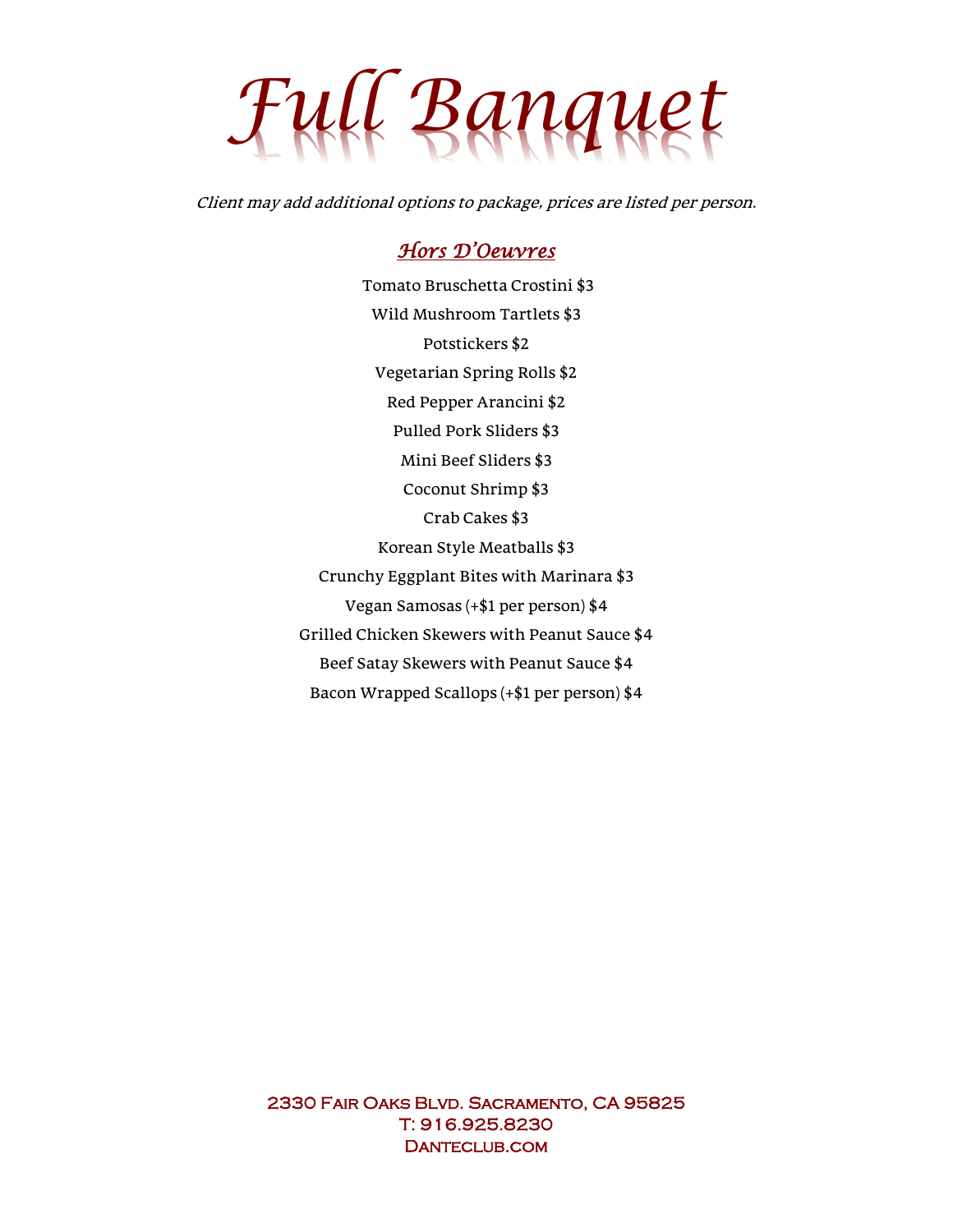# Full Banquet

*Client may add additional options to package, prices are listed per person.*

## Hors D'Oeuvres

Tomato Bruschetta Crostini $3

Wild Mushroom Tartlets $3

Potstickers $2

Vegetarian Spring Rolls $2

Red Pepper Arancini $2

Pulled Pork Sliders $3

Mini Beef Sliders $3

Coconut Shrimp $3

Crab Cakes $3

Korean Style Meatballs $3

Crunchy Eggplant Bites with Marinara $3

Vegan Samosas (+$1 per person) $4

Grilled Chicken Skewers with Peanut Sauce $4

Beef Satay Skewers with Peanut Sauce $4

Bacon Wrapped Scallops (+$1 per person) $4

2330 Fair Oaks Blvd. Sacramento, CA 95825
T: 916.925.8230
Danteclub.com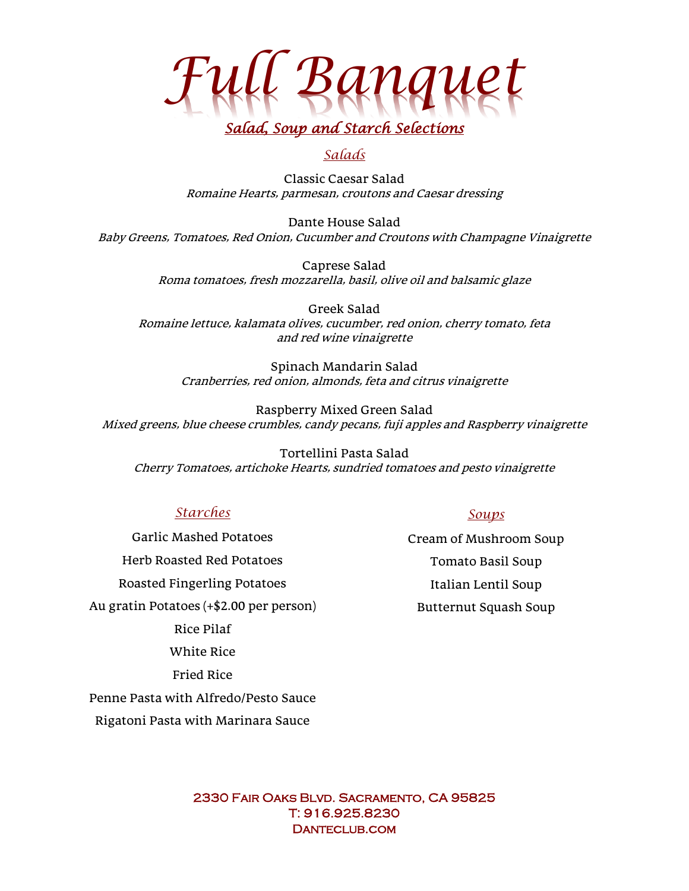# Full Banquet

## Salad, Soup and Starch Selections

### Salads

Classic Caesar Salad
*Romaine Hearts, parmesan, croutons and Caesar dressing*

Dante House Salad
*Baby Greens, Tomatoes, Red Onion, Cucumber and Croutons with Champagne Vinaigrette*

Caprese Salad
*Roma tomatoes, fresh mozzarella, basil, olive oil and balsamic glaze*

Greek Salad
*Romaine lettuce, kalamata olives, cucumber, red onion, cherry tomato, feta and red wine vinaigrette*

Spinach Mandarin Salad
*Cranberries, red onion, almonds, feta and citrus vinaigrette*

Raspberry Mixed Green Salad
*Mixed greens, blue cheese crumbles, candy pecans, fuji apples and Raspberry vinaigrette*

Tortellini Pasta Salad
*Cherry Tomatoes, artichoke Hearts, sundried tomatoes and pesto vinaigrette*

### Starches

Garlic Mashed Potatoes

Herb Roasted Red Potatoes

Roasted Fingerling Potatoes

Au gratin Potatoes (+$2.00 per person)

Rice Pilaf

White Rice

Fried Rice

Penne Pasta with Alfredo/Pesto Sauce

Rigatoni Pasta with Marinara Sauce

### Soups

Cream of Mushroom Soup

Tomato Basil Soup

Italian Lentil Soup

Butternut Squash Soup

2330 Fair Oaks Blvd. Sacramento, CA 95825
T: 916.925.8230
Danteclub.com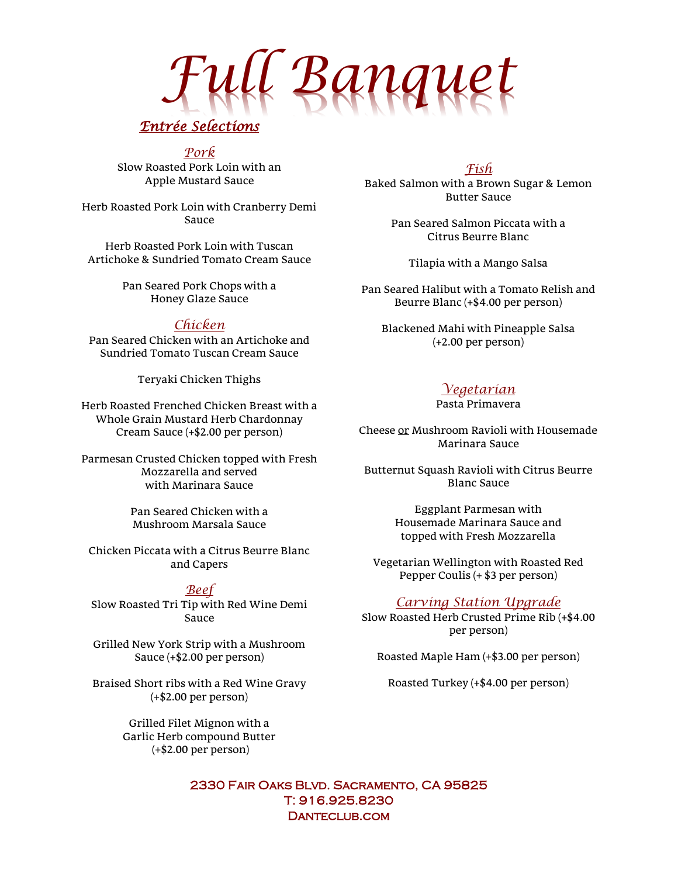# Full Banquet

## Entrée Selections

### Pork

Slow Roasted Pork Loin with an Apple Mustard Sauce

Herb Roasted Pork Loin with Cranberry Demi Sauce

Herb Roasted Pork Loin with Tuscan Artichoke & Sundried Tomato Cream Sauce

Pan Seared Pork Chops with a Honey Glaze Sauce

### Chicken

Pan Seared Chicken with an Artichoke and Sundried Tomato Tuscan Cream Sauce

Teryaki Chicken Thighs

Herb Roasted Frenched Chicken Breast with a Whole Grain Mustard Herb Chardonnay Cream Sauce (+$2.00 per person)

Parmesan Crusted Chicken topped with Fresh Mozzarella and served with Marinara Sauce

Pan Seared Chicken with a Mushroom Marsala Sauce

Chicken Piccata with a Citrus Beurre Blanc and Capers

### Beef

Slow Roasted Tri Tip with Red Wine Demi Sauce

Grilled New York Strip with a Mushroom Sauce (+$2.00 per person)

Braised Short ribs with a Red Wine Gravy (+$2.00 per person)

Grilled Filet Mignon with a Garlic Herb compound Butter (+$2.00 per person)

### Fish

Baked Salmon with a Brown Sugar & Lemon Butter Sauce

Pan Seared Salmon Piccata with a Citrus Beurre Blanc

Tilapia with a Mango Salsa

Pan Seared Halibut with a Tomato Relish and Beurre Blanc (+$4.00 per person)

Blackened Mahi with Pineapple Salsa (+2.00 per person)

### Vegetarian

Pasta Primavera

Cheese or Mushroom Ravioli with Housemade Marinara Sauce

Butternut Squash Ravioli with Citrus Beurre Blanc Sauce

Eggplant Parmesan with Housemade Marinara Sauce and topped with Fresh Mozzarella

Vegetarian Wellington with Roasted Red Pepper Coulis (+ $3 per person)

### Carving Station Upgrade

Slow Roasted Herb Crusted Prime Rib (+$4.00 per person)

Roasted Maple Ham (+$3.00 per person)

Roasted Turkey (+$4.00 per person)

2330 Fair Oaks Blvd. Sacramento, CA 95825
T: 916.925.8230
Danteclub.com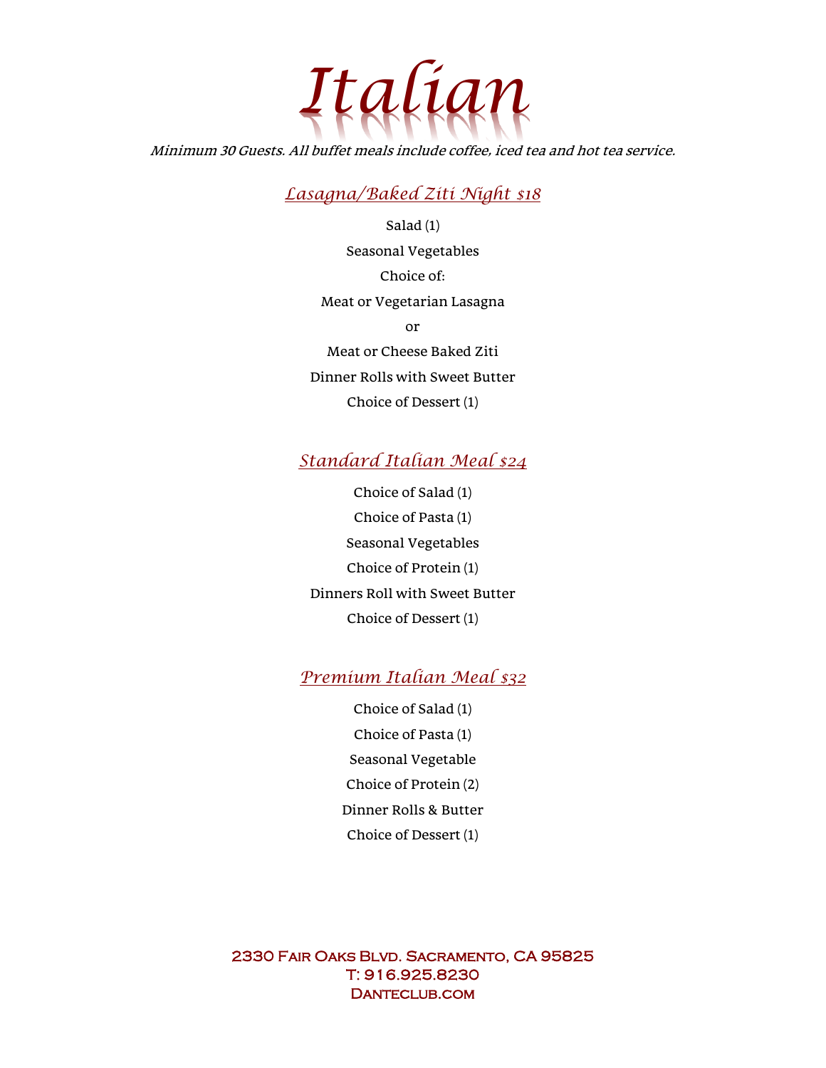# *Italian*

*Minimum 30 Guests. All buffet meals include coffee, iced tea and hot tea service.*

## *Lasagna/Baked Ziti Night $18*

Salad (1)

Seasonal Vegetables

Choice of:

Meat or Vegetarian Lasagna

or

Meat or Cheese Baked Ziti

Dinner Rolls with Sweet Butter

Choice of Dessert (1)

## *Standard Italian Meal $24*

Choice of Salad (1)

Choice of Pasta (1)

Seasonal Vegetables

Choice of Protein (1)

Dinners Roll with Sweet Butter

Choice of Dessert (1)

## *Premium Italian Meal $32*

Choice of Salad (1)

Choice of Pasta (1)

Seasonal Vegetable

Choice of Protein (2)

Dinner Rolls & Butter

Choice of Dessert (1)

2330 Fair Oaks Blvd. Sacramento, CA 95825
T: 916.925.8230
Danteclub.com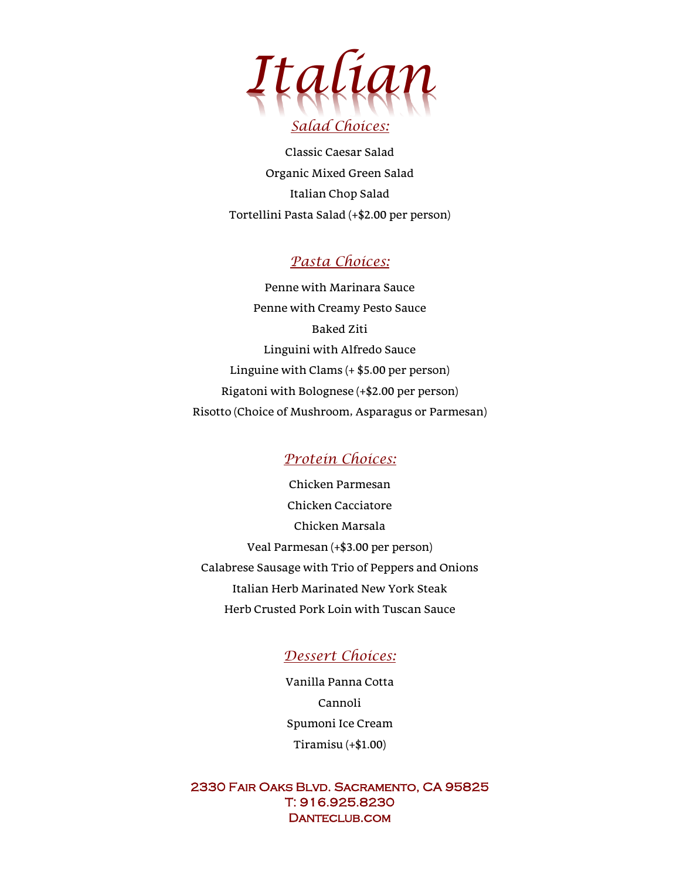# *Italian*

## *Salad Choices:*

Classic Caesar Salad

Organic Mixed Green Salad

Italian Chop Salad

Tortellini Pasta Salad (+$2.00 per person)

## *Pasta Choices:*

Penne with Marinara Sauce

Penne with Creamy Pesto Sauce

Baked Ziti

Linguini with Alfredo Sauce

Linguine with Clams (+ $5.00 per person)

Rigatoni with Bolognese (+$2.00 per person)

Risotto (Choice of Mushroom, Asparagus or Parmesan)

## *Protein Choices:*

Chicken Parmesan

Chicken Cacciatore

Chicken Marsala

Veal Parmesan (+$3.00 per person)

Calabrese Sausage with Trio of Peppers and Onions

Italian Herb Marinated New York Steak

Herb Crusted Pork Loin with Tuscan Sauce

## *Dessert Choices:*

Vanilla Panna Cotta

Cannoli

Spumoni Ice Cream

Tiramisu (+$1.00)

2330 Fair Oaks Blvd. Sacramento, CA 95825
T: 916.925.8230
Danteclub.com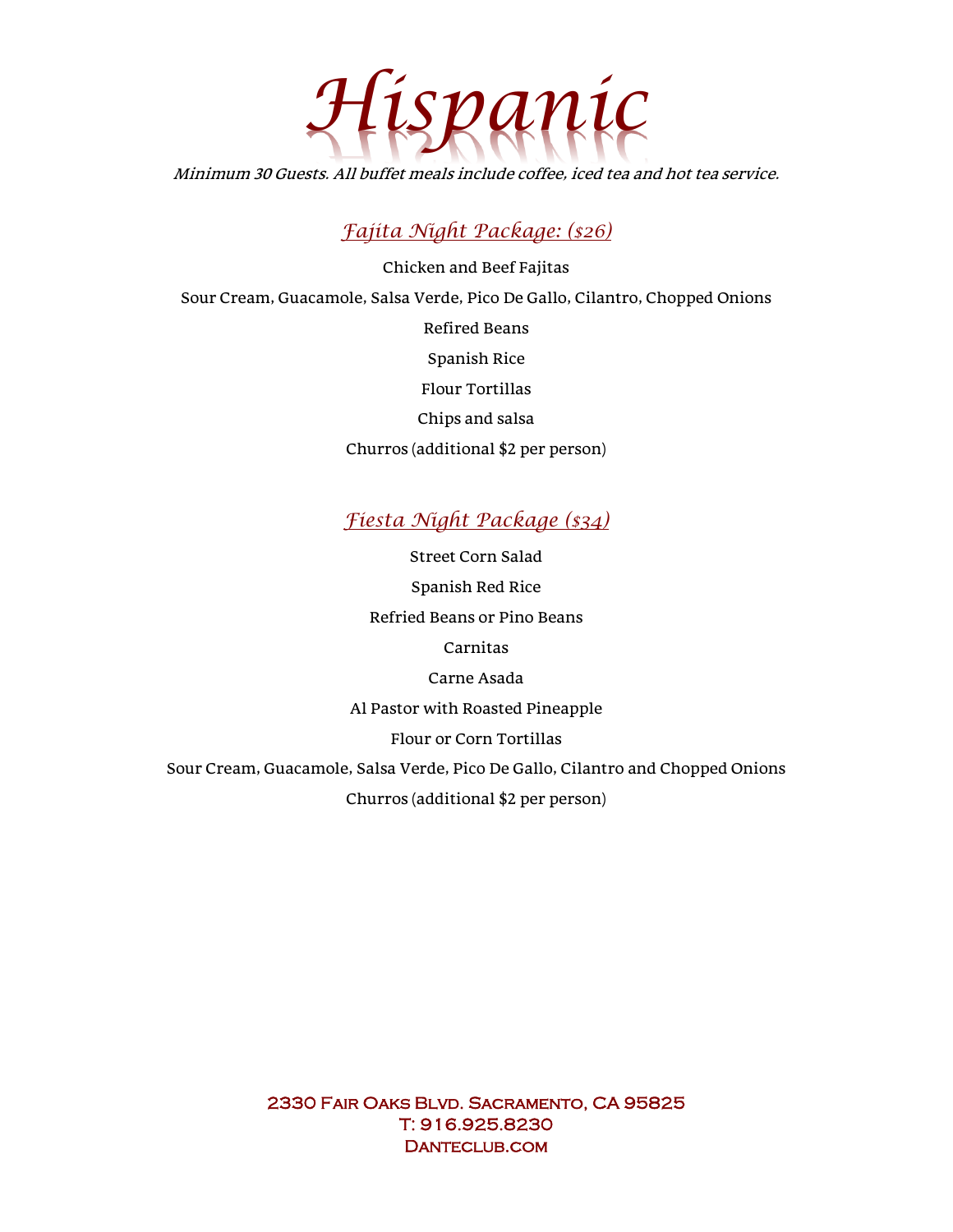# Hispanic

*Minimum 30 Guests. All buffet meals include coffee, iced tea and hot tea service.*

## *Fajita Night Package: ($26)*

Chicken and Beef Fajitas

Sour Cream, Guacamole, Salsa Verde, Pico De Gallo, Cilantro, Chopped Onions

Refired Beans

Spanish Rice

Flour Tortillas

Chips and salsa

Churros (additional $2 per person)

## *Fiesta Night Package ($34)*

Street Corn Salad

Spanish Red Rice

Refried Beans or Pino Beans

Carnitas

Carne Asada

Al Pastor with Roasted Pineapple

Flour or Corn Tortillas

Sour Cream, Guacamole, Salsa Verde, Pico De Gallo, Cilantro and Chopped Onions

Churros (additional $2 per person)

2330 Fair Oaks Blvd. Sacramento, CA 95825
T: 916.925.8230
Danteclub.com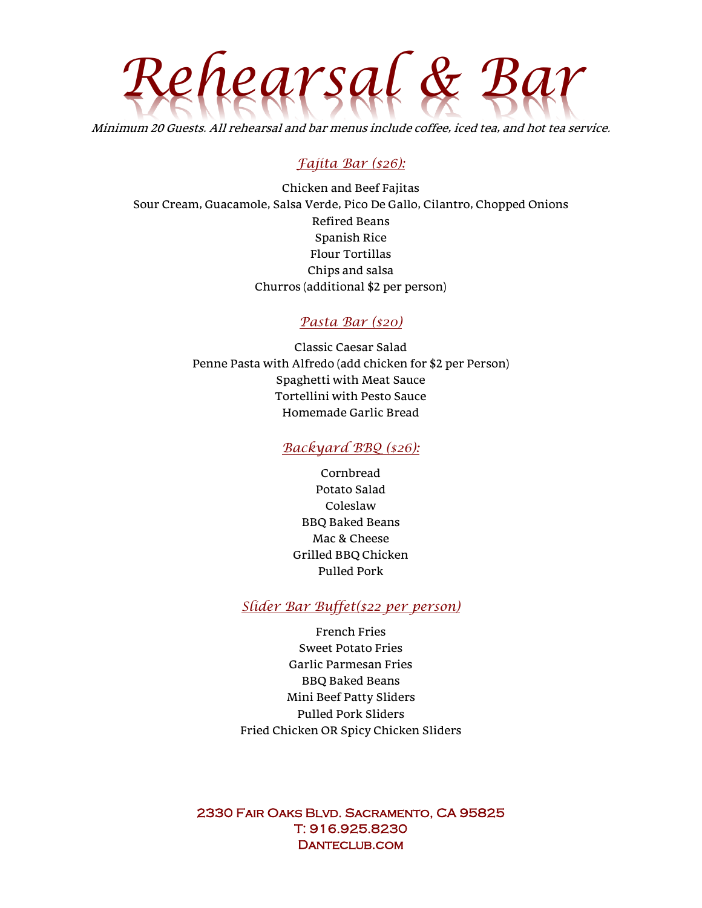# Rehearsal & Bar

*Minimum 20 Guests. All rehearsal and bar menus include coffee, iced tea, and hot tea service.*

## *Fajita Bar ($26):*

Chicken and Beef Fajitas
Sour Cream, Guacamole, Salsa Verde, Pico De Gallo, Cilantro, Chopped Onions
Refired Beans
Spanish Rice
Flour Tortillas
Chips and salsa
Churros (additional $2 per person)

## *Pasta Bar ($20)*

Classic Caesar Salad
Penne Pasta with Alfredo (add chicken for $2 per Person)
Spaghetti with Meat Sauce
Tortellini with Pesto Sauce
Homemade Garlic Bread

## *Backyard BBQ ($26):*

Cornbread
Potato Salad
Coleslaw
BBQ Baked Beans
Mac & Cheese
Grilled BBQ Chicken
Pulled Pork

## *Slider Bar Buffet($22 per person)*

French Fries
Sweet Potato Fries
Garlic Parmesan Fries
BBQ Baked Beans
Mini Beef Patty Sliders
Pulled Pork Sliders
Fried Chicken OR Spicy Chicken Sliders

2330 Fair Oaks Blvd. Sacramento, CA 95825
T: 916.925.8230
Danteclub.com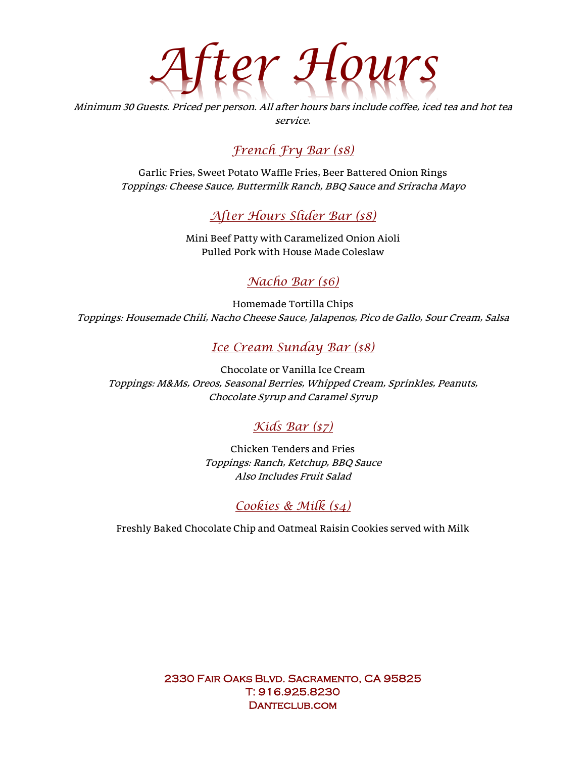# After Hours

*Minimum 30 Guests. Priced per person. All after hours bars include coffee, iced tea and hot tea service.*

## French Fry Bar ($8)

Garlic Fries, Sweet Potato Waffle Fries, Beer Battered Onion Rings
*Toppings: Cheese Sauce, Buttermilk Ranch, BBQ Sauce and Sriracha Mayo*

## After Hours Slider Bar ($8)

Mini Beef Patty with Caramelized Onion Aioli
Pulled Pork with House Made Coleslaw

## Nacho Bar ($6)

Homemade Tortilla Chips
*Toppings: Housemade Chili, Nacho Cheese Sauce, Jalapenos, Pico de Gallo, Sour Cream, Salsa*

## Ice Cream Sunday Bar ($8)

Chocolate or Vanilla Ice Cream
*Toppings: M&Ms, Oreos, Seasonal Berries, Whipped Cream, Sprinkles, Peanuts, Chocolate Syrup and Caramel Syrup*

## Kids Bar ($7)

Chicken Tenders and Fries
*Toppings: Ranch, Ketchup, BBQ Sauce*
*Also Includes Fruit Salad*

## Cookies & Milk ($4)

Freshly Baked Chocolate Chip and Oatmeal Raisin Cookies served with Milk

2330 Fair Oaks Blvd. Sacramento, CA 95825
T: 916.925.8230
Danteclub.com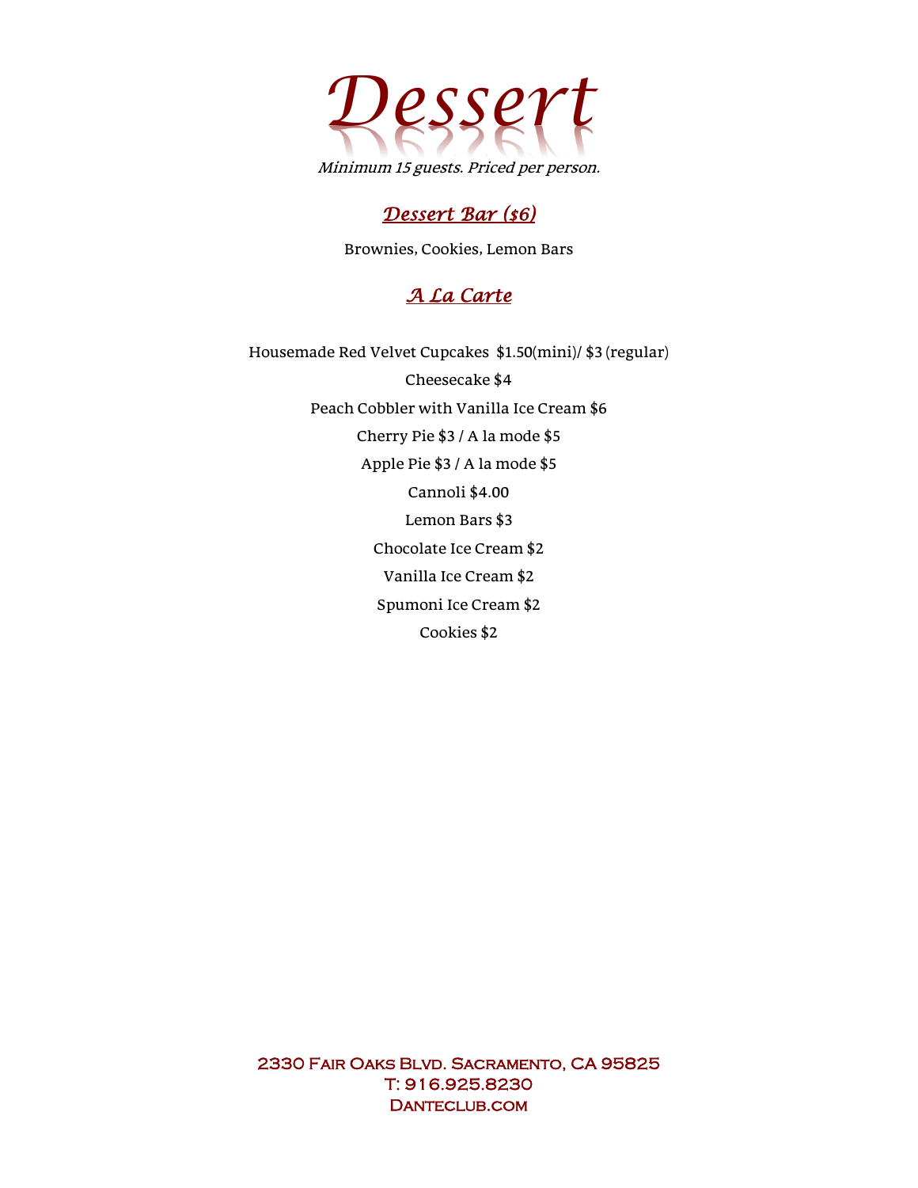# *Dessert*

*Minimum 15 guests. Priced per person.*

## *Dessert Bar ($6)*

Brownies, Cookies, Lemon Bars

## *A La Carte*

Housemade Red Velvet Cupcakes $1.50(mini)/ $3 (regular)

Cheesecake $4

Peach Cobbler with Vanilla Ice Cream $6

Cherry Pie $3 / A la mode $5

Apple Pie $3 / A la mode $5

Cannoli $4.00

Lemon Bars $3

Chocolate Ice Cream $2

Vanilla Ice Cream $2

Spumoni Ice Cream $2

Cookies $2

2330 Fair Oaks Blvd. Sacramento, CA 95825
T: 916.925.8230
Danteclub.com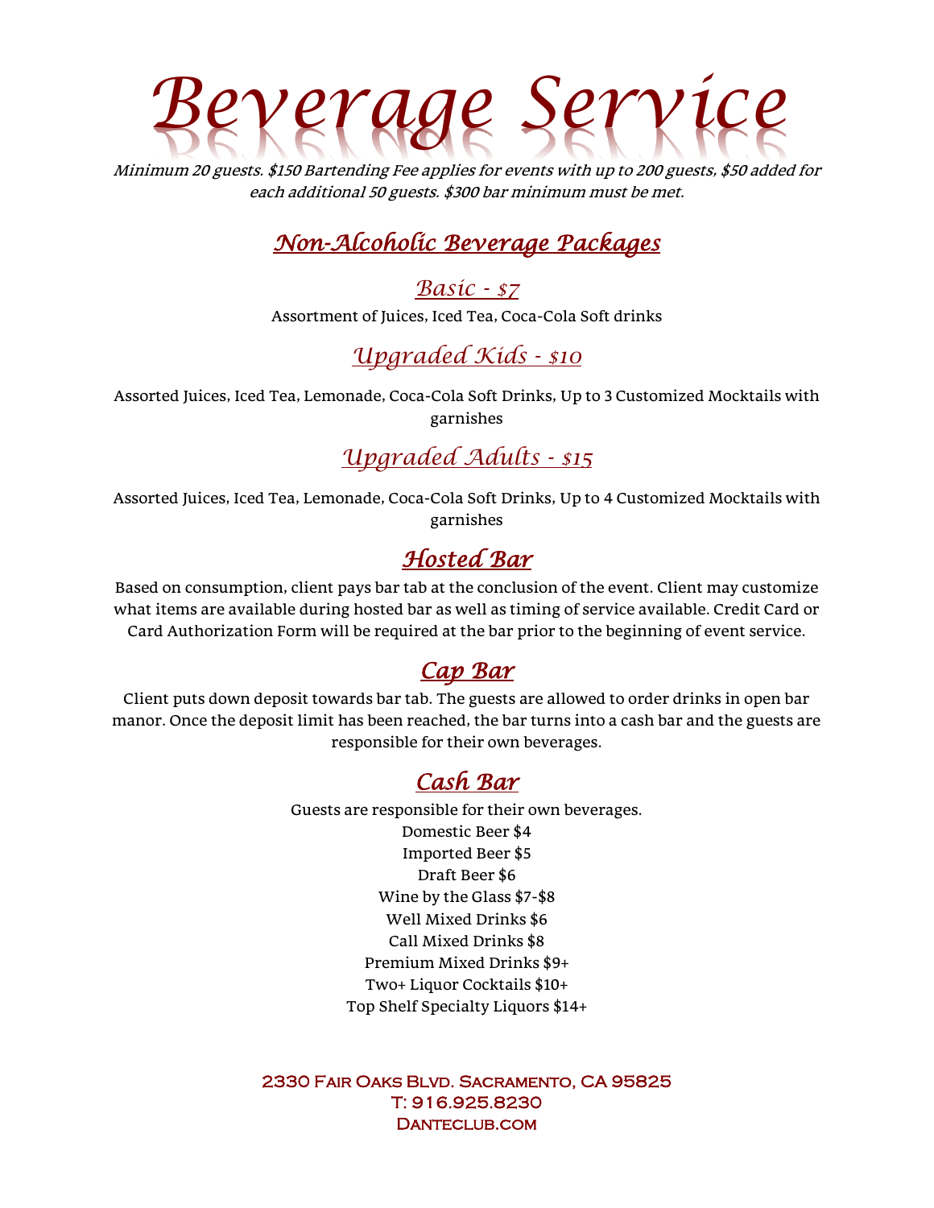# Beverage Service

*Minimum 20 guests. $150 Bartending Fee applies for events with up to 200 guests, $50 added for each additional 50 guests. $300 bar minimum must be met.*

## Non-Alcoholic Beverage Packages

### Basic - $7

Assortment of Juices, Iced Tea, Coca-Cola Soft drinks

### Upgraded Kids - $10

Assorted Juices, Iced Tea, Lemonade, Coca-Cola Soft Drinks, Up to 3 Customized Mocktails with garnishes

### Upgraded Adults - $15

Assorted Juices, Iced Tea, Lemonade, Coca-Cola Soft Drinks, Up to 4 Customized Mocktails with garnishes

## Hosted Bar

Based on consumption, client pays bar tab at the conclusion of the event. Client may customize what items are available during hosted bar as well as timing of service available. Credit Card or Card Authorization Form will be required at the bar prior to the beginning of event service.

## Cap Bar

Client puts down deposit towards bar tab. The guests are allowed to order drinks in open bar manor. Once the deposit limit has been reached, the bar turns into a cash bar and the guests are responsible for their own beverages.

## Cash Bar

Guests are responsible for their own beverages.

Domestic Beer $4
Imported Beer $5
Draft Beer $6
Wine by the Glass $7-$8
Well Mixed Drinks $6
Call Mixed Drinks $8
Premium Mixed Drinks $9+
Two+ Liquor Cocktails $10+
Top Shelf Specialty Liquors $14+

2330 Fair Oaks Blvd. Sacramento, CA 95825
T: 916.925.8230
Danteclub.com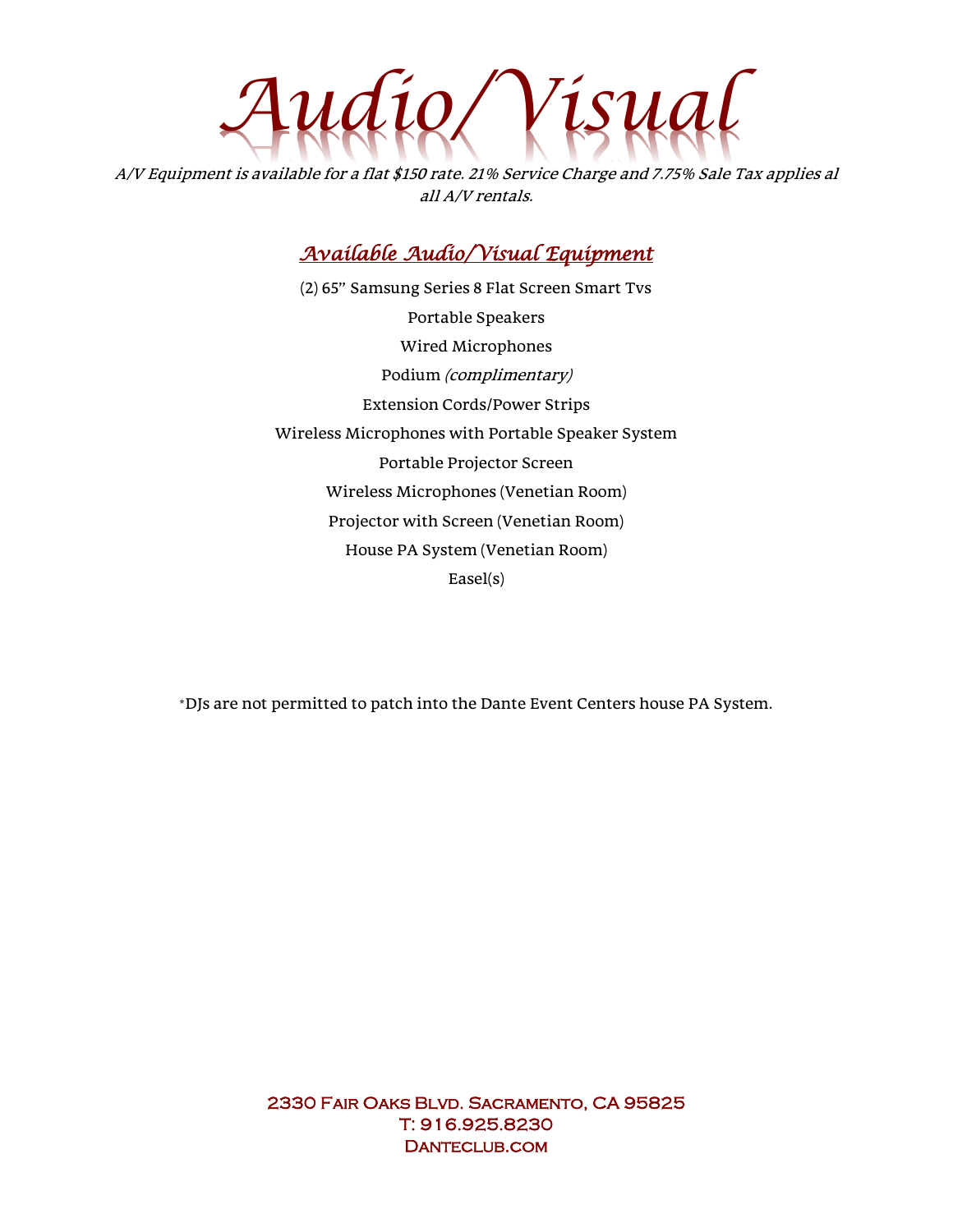# Audio/Visual

*A/V Equipment is available for a flat $150 rate. 21% Service Charge and 7.75% Sale Tax applies al all A/V rentals.*

## *Available Audio/Visual Equipment*

(2) 65" Samsung Series 8 Flat Screen Smart Tvs

Portable Speakers

Wired Microphones

Podium *(complimentary)*

Extension Cords/Power Strips

Wireless Microphones with Portable Speaker System

Portable Projector Screen

Wireless Microphones (Venetian Room)

Projector with Screen (Venetian Room)

House PA System (Venetian Room)

Easel(s)

*DJs are not permitted to patch into the Dante Event Centers house PA System.

2330 Fair Oaks Blvd. Sacramento, CA 95825
T: 916.925.8230
Danteclub.com